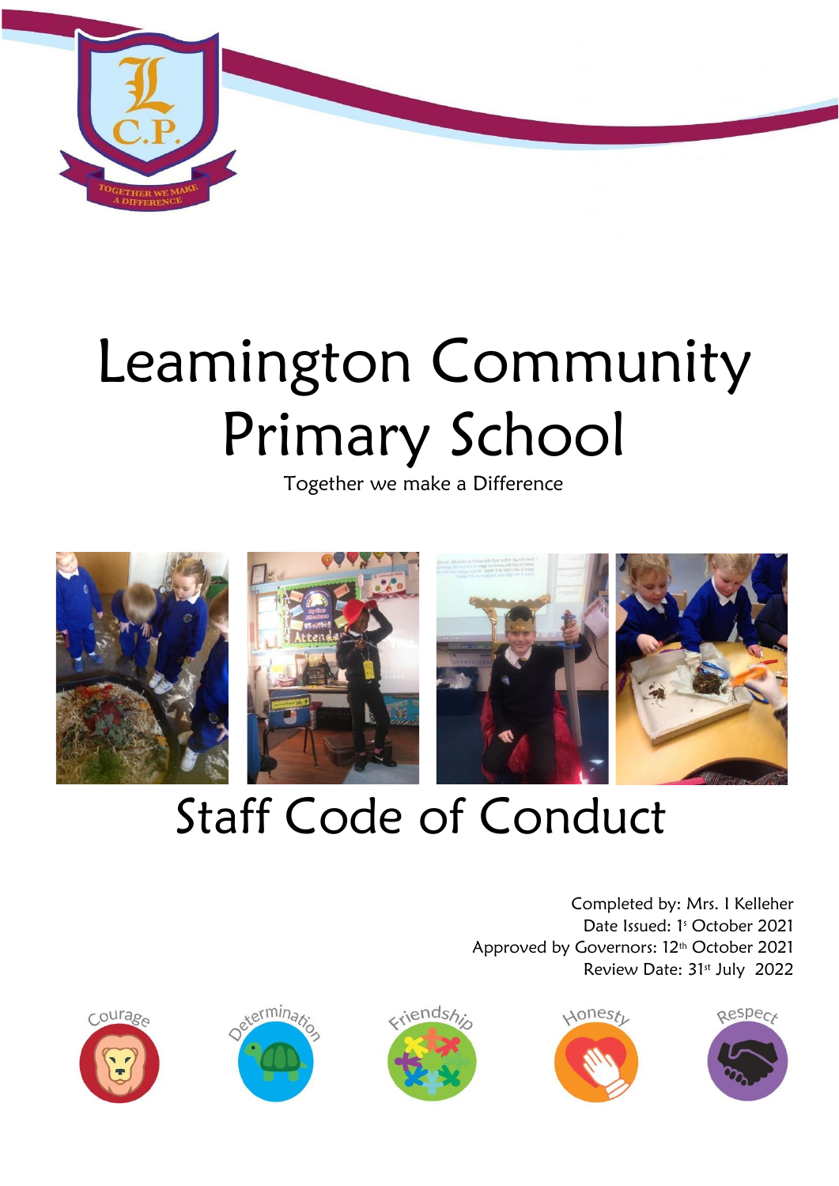# Leamington Community Primary School

Together we make a Difference

# Staff Code of Conduct

Completed by: Mrs. I Kelleher
Date Issued: 1st October 2021
Approved by Governors: 12th October 2021
Review Date: 31st July 2022

Courage Determination Friendship Honesty Respect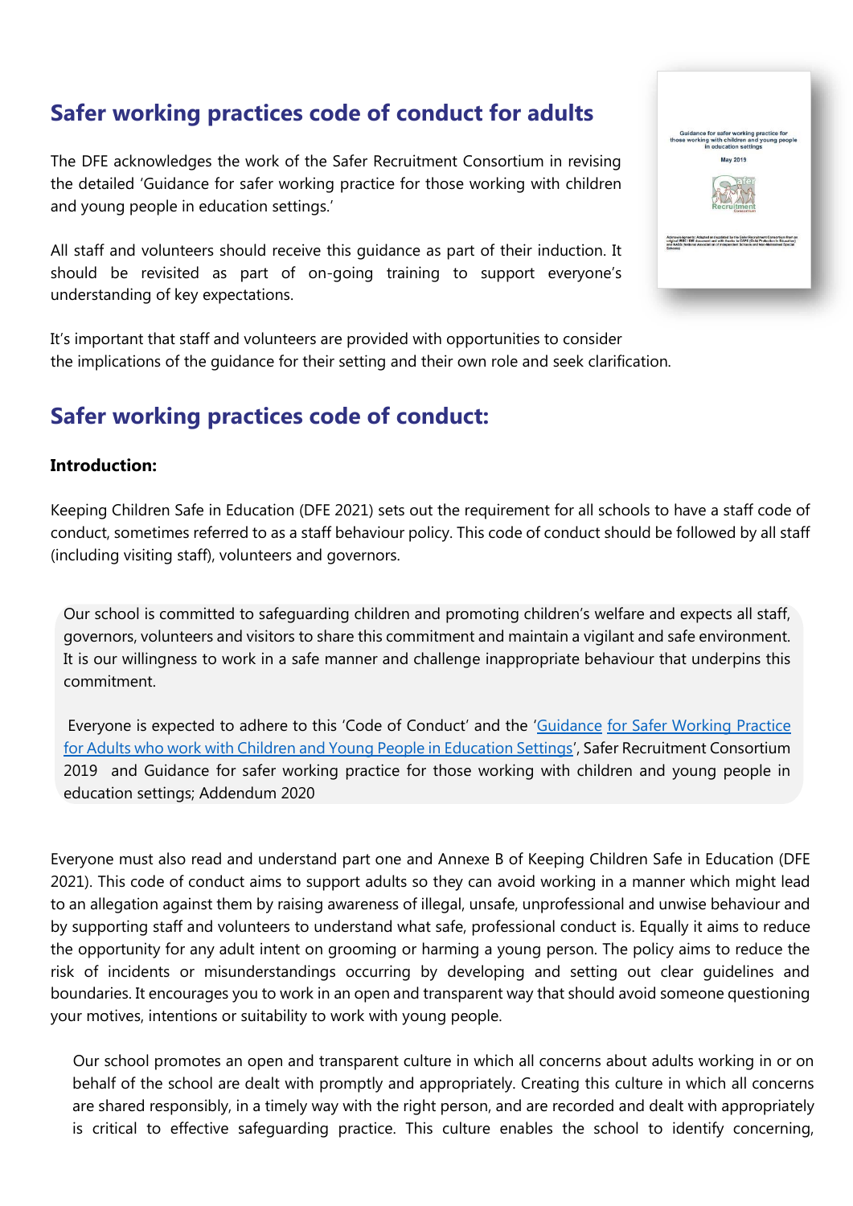## Safer working practices code of conduct for adults

The DFE acknowledges the work of the Safer Recruitment Consortium in revising the detailed 'Guidance for safer working practice for those working with children and young people in education settings.'

All staff and volunteers should receive this guidance as part of their induction. It should be revisited as part of on-going training to support everyone's understanding of key expectations.

It's important that staff and volunteers are provided with opportunities to consider the implications of the guidance for their setting and their own role and seek clarification.

## Safer working practices code of conduct:

**Introduction:**

Keeping Children Safe in Education (DFE 2021) sets out the requirement for all schools to have a staff code of conduct, sometimes referred to as a staff behaviour policy. This code of conduct should be followed by all staff (including visiting staff), volunteers and governors.

Our school is committed to safeguarding children and promoting children's welfare and expects all staff, governors, volunteers and visitors to share this commitment and maintain a vigilant and safe environment. It is our willingness to work in a safe manner and challenge inappropriate behaviour that underpins this commitment.

Everyone is expected to adhere to this 'Code of Conduct' and the 'Guidance for Safer Working Practice for Adults who work with Children and Young People in Education Settings', Safer Recruitment Consortium 2019 and Guidance for safer working practice for those working with children and young people in education settings; Addendum 2020

Everyone must also read and understand part one and Annexe B of Keeping Children Safe in Education (DFE 2021). This code of conduct aims to support adults so they can avoid working in a manner which might lead to an allegation against them by raising awareness of illegal, unsafe, unprofessional and unwise behaviour and by supporting staff and volunteers to understand what safe, professional conduct is. Equally it aims to reduce the opportunity for any adult intent on grooming or harming a young person. The policy aims to reduce the risk of incidents or misunderstandings occurring by developing and setting out clear guidelines and boundaries. It encourages you to work in an open and transparent way that should avoid someone questioning your motives, intentions or suitability to work with young people.

Our school promotes an open and transparent culture in which all concerns about adults working in or on behalf of the school are dealt with promptly and appropriately. Creating this culture in which all concerns are shared responsibly, in a timely way with the right person, and are recorded and dealt with appropriately is critical to effective safeguarding practice. This culture enables the school to identify concerning,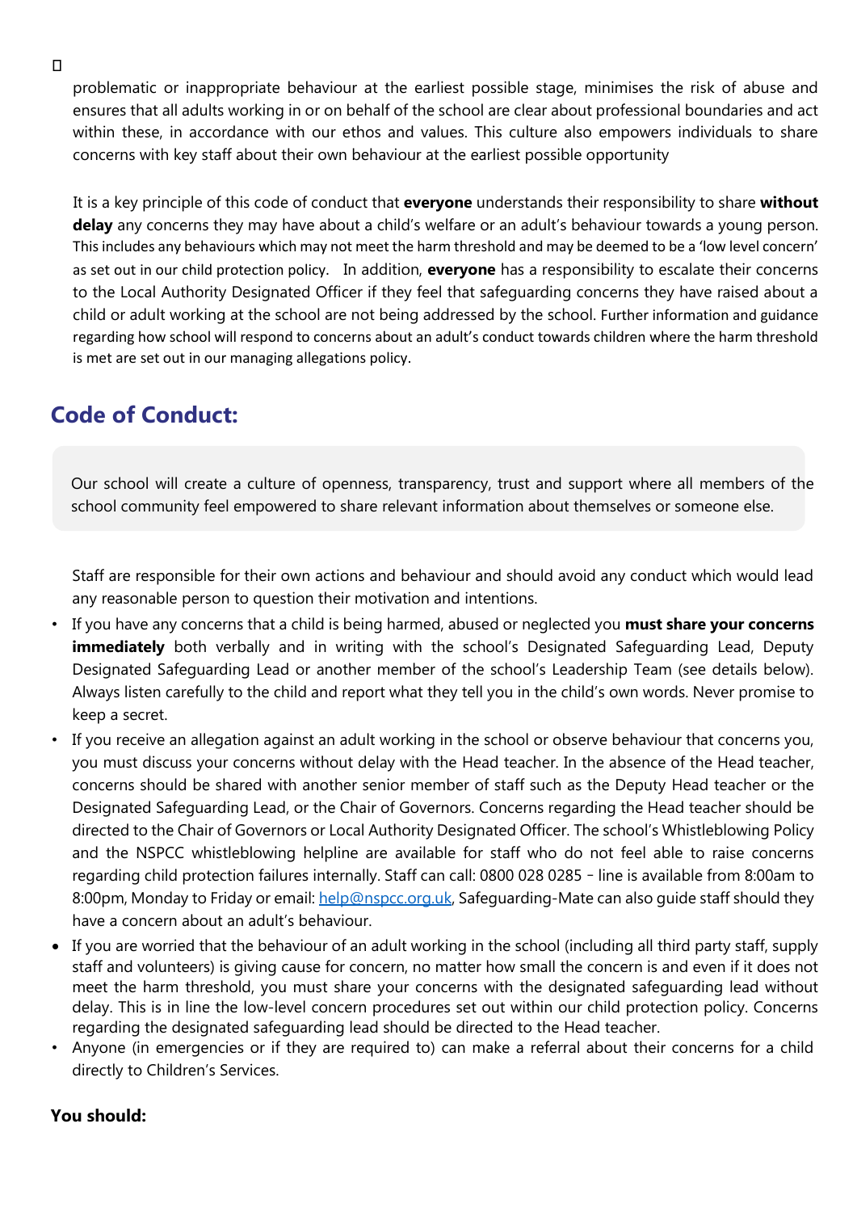problematic or inappropriate behaviour at the earliest possible stage, minimises the risk of abuse and ensures that all adults working in or on behalf of the school are clear about professional boundaries and act within these, in accordance with our ethos and values. This culture also empowers individuals to share concerns with key staff about their own behaviour at the earliest possible opportunity

It is a key principle of this code of conduct that **everyone** understands their responsibility to share **without delay** any concerns they may have about a child's welfare or an adult's behaviour towards a young person. This includes any behaviours which may not meet the harm threshold and may be deemed to be a 'low level concern' as set out in our child protection policy. In addition, **everyone** has a responsibility to escalate their concerns to the Local Authority Designated Officer if they feel that safeguarding concerns they have raised about a child or adult working at the school are not being addressed by the school. Further information and guidance regarding how school will respond to concerns about an adult's conduct towards children where the harm threshold is met are set out in our managing allegations policy.

## Code of Conduct:

Our school will create a culture of openness, transparency, trust and support where all members of the school community feel empowered to share relevant information about themselves or someone else.

Staff are responsible for their own actions and behaviour and should avoid any conduct which would lead any reasonable person to question their motivation and intentions.

- If you have any concerns that a child is being harmed, abused or neglected you **must share your concerns immediately** both verbally and in writing with the school's Designated Safeguarding Lead, Deputy Designated Safeguarding Lead or another member of the school's Leadership Team (see details below). Always listen carefully to the child and report what they tell you in the child's own words. Never promise to keep a secret.
- If you receive an allegation against an adult working in the school or observe behaviour that concerns you, you must discuss your concerns without delay with the Head teacher. In the absence of the Head teacher, concerns should be shared with another senior member of staff such as the Deputy Head teacher or the Designated Safeguarding Lead, or the Chair of Governors. Concerns regarding the Head teacher should be directed to the Chair of Governors or Local Authority Designated Officer. The school's Whistleblowing Policy and the NSPCC whistleblowing helpline are available for staff who do not feel able to raise concerns regarding child protection failures internally. Staff can call: 0800 028 0285 – line is available from 8:00am to 8:00pm, Monday to Friday or email: help@nspcc.org.uk, Safeguarding-Mate can also guide staff should they have a concern about an adult's behaviour.
- If you are worried that the behaviour of an adult working in the school (including all third party staff, supply staff and volunteers) is giving cause for concern, no matter how small the concern is and even if it does not meet the harm threshold, you must share your concerns with the designated safeguarding lead without delay. This is in line the low-level concern procedures set out within our child protection policy. Concerns regarding the designated safeguarding lead should be directed to the Head teacher.
- Anyone (in emergencies or if they are required to) can make a referral about their concerns for a child directly to Children's Services.

**You should:**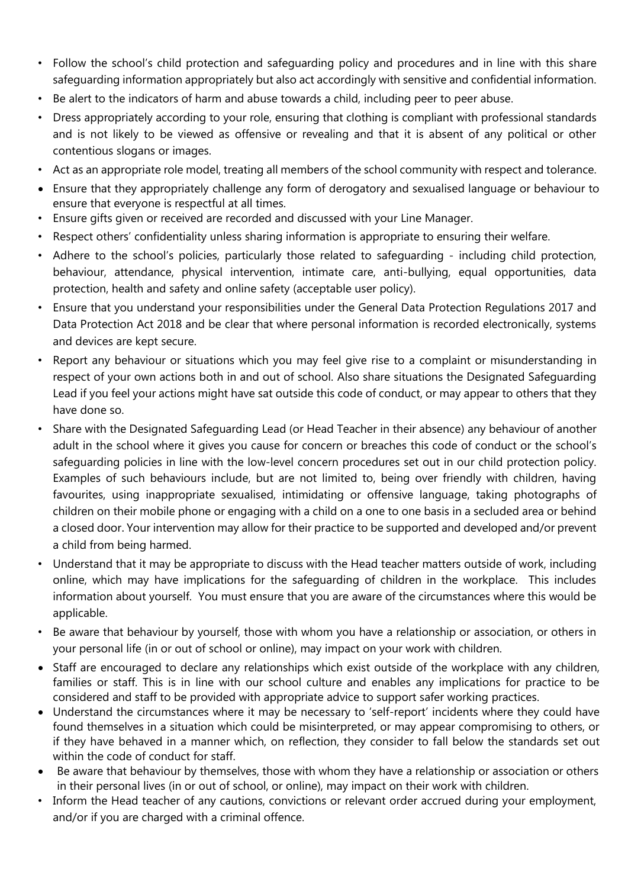- Follow the school's child protection and safeguarding policy and procedures and in line with this share safeguarding information appropriately but also act accordingly with sensitive and confidential information.
- Be alert to the indicators of harm and abuse towards a child, including peer to peer abuse.
- Dress appropriately according to your role, ensuring that clothing is compliant with professional standards and is not likely to be viewed as offensive or revealing and that it is absent of any political or other contentious slogans or images.
- Act as an appropriate role model, treating all members of the school community with respect and tolerance.
- Ensure that they appropriately challenge any form of derogatory and sexualised language or behaviour to ensure that everyone is respectful at all times.
- Ensure gifts given or received are recorded and discussed with your Line Manager.
- Respect others' confidentiality unless sharing information is appropriate to ensuring their welfare.
- Adhere to the school's policies, particularly those related to safeguarding - including child protection, behaviour, attendance, physical intervention, intimate care, anti-bullying, equal opportunities, data protection, health and safety and online safety (acceptable user policy).
- Ensure that you understand your responsibilities under the General Data Protection Regulations 2017 and Data Protection Act 2018 and be clear that where personal information is recorded electronically, systems and devices are kept secure.
- Report any behaviour or situations which you may feel give rise to a complaint or misunderstanding in respect of your own actions both in and out of school. Also share situations the Designated Safeguarding Lead if you feel your actions might have sat outside this code of conduct, or may appear to others that they have done so.
- Share with the Designated Safeguarding Lead (or Head Teacher in their absence) any behaviour of another adult in the school where it gives you cause for concern or breaches this code of conduct or the school's safeguarding policies in line with the low-level concern procedures set out in our child protection policy. Examples of such behaviours include, but are not limited to, being over friendly with children, having favourites, using inappropriate sexualised, intimidating or offensive language, taking photographs of children on their mobile phone or engaging with a child on a one to one basis in a secluded area or behind a closed door. Your intervention may allow for their practice to be supported and developed and/or prevent a child from being harmed.
- Understand that it may be appropriate to discuss with the Head teacher matters outside of work, including online, which may have implications for the safeguarding of children in the workplace. This includes information about yourself. You must ensure that you are aware of the circumstances where this would be applicable.
- Be aware that behaviour by yourself, those with whom you have a relationship or association, or others in your personal life (in or out of school or online), may impact on your work with children.
- Staff are encouraged to declare any relationships which exist outside of the workplace with any children, families or staff. This is in line with our school culture and enables any implications for practice to be considered and staff to be provided with appropriate advice to support safer working practices.
- Understand the circumstances where it may be necessary to 'self-report' incidents where they could have found themselves in a situation which could be misinterpreted, or may appear compromising to others, or if they have behaved in a manner which, on reflection, they consider to fall below the standards set out within the code of conduct for staff.
- Be aware that behaviour by themselves, those with whom they have a relationship or association or others in their personal lives (in or out of school, or online), may impact on their work with children.
- Inform the Head teacher of any cautions, convictions or relevant order accrued during your employment, and/or if you are charged with a criminal offence.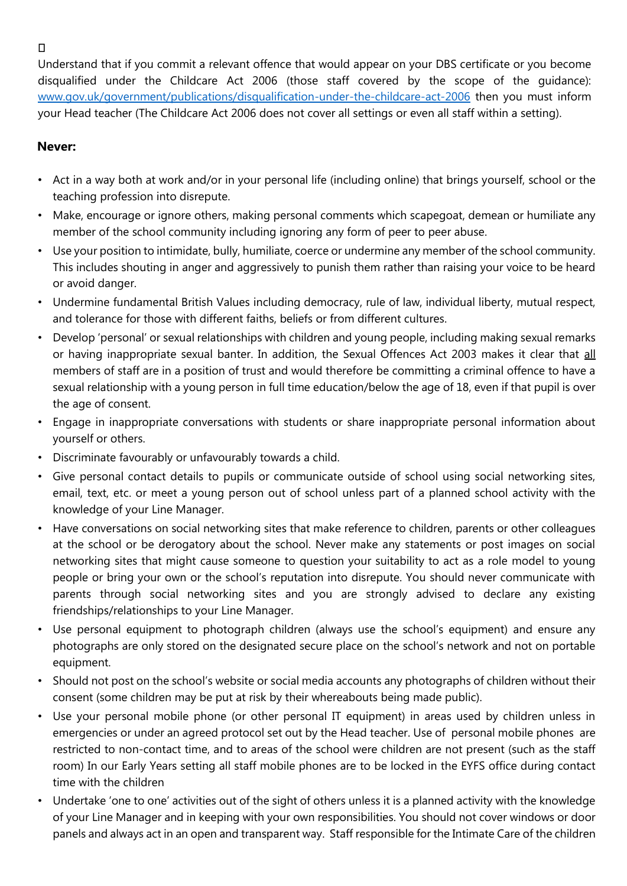Understand that if you commit a relevant offence that would appear on your DBS certificate or you become disqualified under the Childcare Act 2006 (those staff covered by the scope of the guidance): www.gov.uk/government/publications/disqualification-under-the-childcare-act-2006 then you must inform your Head teacher (The Childcare Act 2006 does not cover all settings or even all staff within a setting).

## Never:

- Act in a way both at work and/or in your personal life (including online) that brings yourself, school or the teaching profession into disrepute.
- Make, encourage or ignore others, making personal comments which scapegoat, demean or humiliate any member of the school community including ignoring any form of peer to peer abuse.
- Use your position to intimidate, bully, humiliate, coerce or undermine any member of the school community. This includes shouting in anger and aggressively to punish them rather than raising your voice to be heard or avoid danger.
- Undermine fundamental British Values including democracy, rule of law, individual liberty, mutual respect, and tolerance for those with different faiths, beliefs or from different cultures.
- Develop 'personal' or sexual relationships with children and young people, including making sexual remarks or having inappropriate sexual banter. In addition, the Sexual Offences Act 2003 makes it clear that <u>all</u> members of staff are in a position of trust and would therefore be committing a criminal offence to have a sexual relationship with a young person in full time education/below the age of 18, even if that pupil is over the age of consent.
- Engage in inappropriate conversations with students or share inappropriate personal information about yourself or others.
- Discriminate favourably or unfavourably towards a child.
- Give personal contact details to pupils or communicate outside of school using social networking sites, email, text, etc. or meet a young person out of school unless part of a planned school activity with the knowledge of your Line Manager.
- Have conversations on social networking sites that make reference to children, parents or other colleagues at the school or be derogatory about the school. Never make any statements or post images on social networking sites that might cause someone to question your suitability to act as a role model to young people or bring your own or the school's reputation into disrepute. You should never communicate with parents through social networking sites and you are strongly advised to declare any existing friendships/relationships to your Line Manager.
- Use personal equipment to photograph children (always use the school's equipment) and ensure any photographs are only stored on the designated secure place on the school's network and not on portable equipment.
- Should not post on the school's website or social media accounts any photographs of children without their consent (some children may be put at risk by their whereabouts being made public).
- Use your personal mobile phone (or other personal IT equipment) in areas used by children unless in emergencies or under an agreed protocol set out by the Head teacher. Use of personal mobile phones are restricted to non-contact time, and to areas of the school were children are not present (such as the staff room) In our Early Years setting all staff mobile phones are to be locked in the EYFS office during contact time with the children
- Undertake 'one to one' activities out of the sight of others unless it is a planned activity with the knowledge of your Line Manager and in keeping with your own responsibilities. You should not cover windows or door panels and always act in an open and transparent way. Staff responsible for the Intimate Care of the children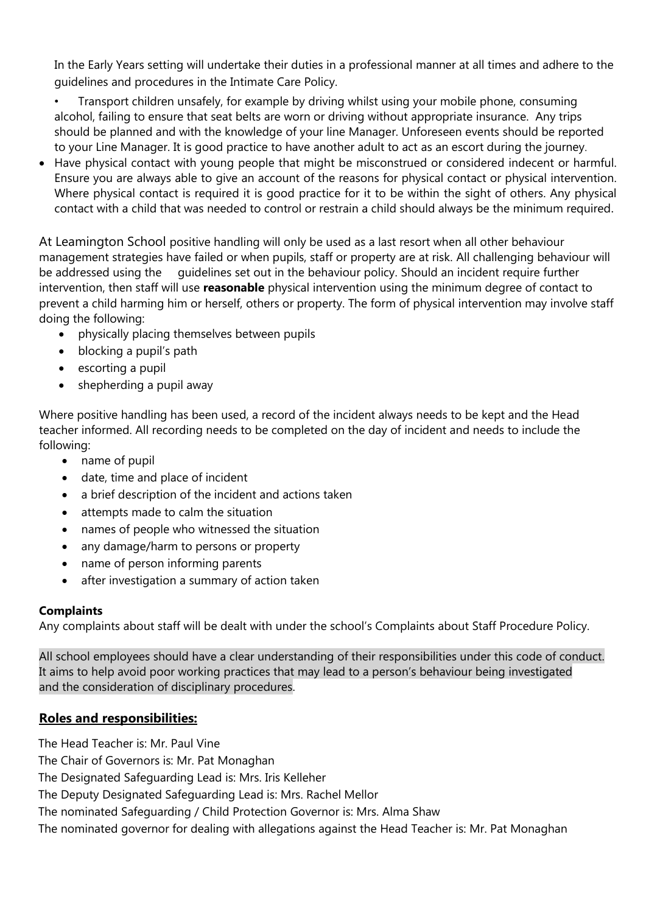In the Early Years setting will undertake their duties in a professional manner at all times and adhere to the guidelines and procedures in the Intimate Care Policy.

- Transport children unsafely, for example by driving whilst using your mobile phone, consuming alcohol, failing to ensure that seat belts are worn or driving without appropriate insurance. Any trips should be planned and with the knowledge of your line Manager. Unforeseen events should be reported to your Line Manager. It is good practice to have another adult to act as an escort during the journey.
- Have physical contact with young people that might be misconstrued or considered indecent or harmful. Ensure you are always able to give an account of the reasons for physical contact or physical intervention. Where physical contact is required it is good practice for it to be within the sight of others. Any physical contact with a child that was needed to control or restrain a child should always be the minimum required.

At Leamington School positive handling will only be used as a last resort when all other behaviour management strategies have failed or when pupils, staff or property are at risk. All challenging behaviour will be addressed using the guidelines set out in the behaviour policy. Should an incident require further intervention, then staff will use **reasonable** physical intervention using the minimum degree of contact to prevent a child harming him or herself, others or property. The form of physical intervention may involve staff doing the following:

- physically placing themselves between pupils
- blocking a pupil's path
- escorting a pupil
- shepherding a pupil away

Where positive handling has been used, a record of the incident always needs to be kept and the Head teacher informed. All recording needs to be completed on the day of incident and needs to include the following:

- name of pupil
- date, time and place of incident
- a brief description of the incident and actions taken
- attempts made to calm the situation
- names of people who witnessed the situation
- any damage/harm to persons or property
- name of person informing parents
- after investigation a summary of action taken

**Complaints**

Any complaints about staff will be dealt with under the school's Complaints about Staff Procedure Policy.

All school employees should have a clear understanding of their responsibilities under this code of conduct. It aims to help avoid poor working practices that may lead to a person's behaviour being investigated and the consideration of disciplinary procedures.

## Roles and responsibilities:

The Head Teacher is: Mr. Paul Vine

The Chair of Governors is: Mr. Pat Monaghan

The Designated Safeguarding Lead is: Mrs. Iris Kelleher

The Deputy Designated Safeguarding Lead is: Mrs. Rachel Mellor

The nominated Safeguarding / Child Protection Governor is: Mrs. Alma Shaw

The nominated governor for dealing with allegations against the Head Teacher is: Mr. Pat Monaghan